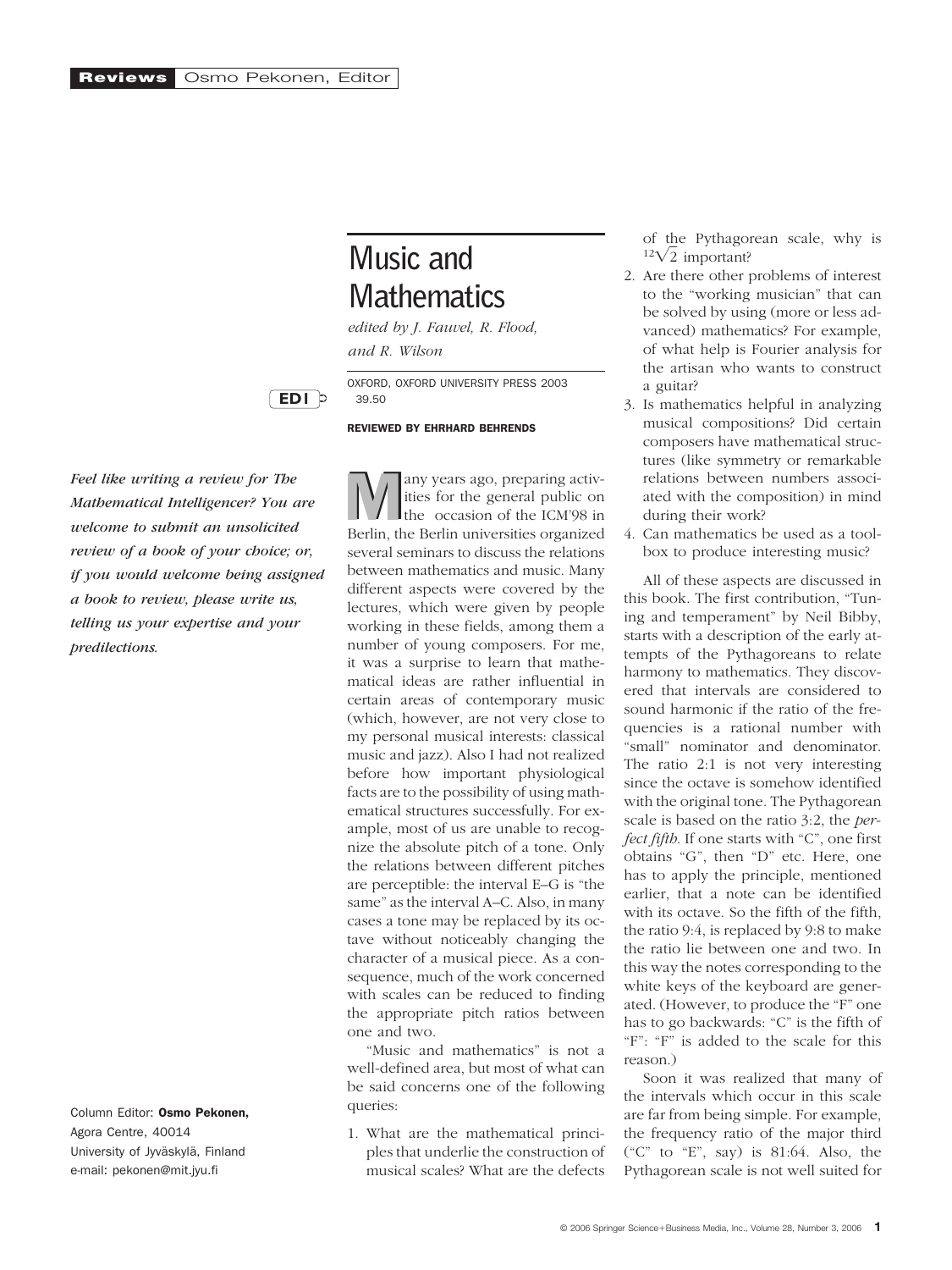**Reviews** Osmo Pekonen, Editor

*Feel like writing a review for The Mathematical Intelligencer? You are welcome to submit an unsolicited review of a book of your choice; or, if you would welcome being assigned a book to review, please write us, telling us your expertise and your predilections.*

Column Editor: **Osmo Pekonen,**
Agora Centre, 40014
University of Jyväskylä, Finland
e-mail: pekonen@mit.jyu.fi

# Music and Mathematics

*edited by J. Fauvel, R. Flood, and R. Wilson*

OXFORD, OXFORD UNIVERSITY PRESS 2003
39.50

**REVIEWED BY EHRHARD BEHRENDS**

Many years ago, preparing activities for the general public on the occasion of the ICM'98 in Berlin, the Berlin universities organized several seminars to discuss the relations between mathematics and music. Many different aspects were covered by the lectures, which were given by people working in these fields, among them a number of young composers. For me, it was a surprise to learn that mathematical ideas are rather influential in certain areas of contemporary music (which, however, are not very close to my personal musical interests: classical music and jazz). Also I had not realized before how important physiological facts are to the possibility of using mathematical structures successfully. For example, most of us are unable to recognize the absolute pitch of a tone. Only the relations between different pitches are perceptible: the interval E–G is "the same" as the interval A–C. Also, in many cases a tone may be replaced by its octave without noticeably changing the character of a musical piece. As a consequence, much of the work concerned with scales can be reduced to finding the appropriate pitch ratios between one and two.

"Music and mathematics" is not a well-defined area, but most of what can be said concerns one of the following queries:

1. What are the mathematical principles that underlie the construction of musical scales? What are the defects of the Pythagorean scale, why is $\sqrt[12]{2}$ important?
2. Are there other problems of interest to the "working musician" that can be solved by using (more or less advanced) mathematics? For example, of what help is Fourier analysis for the artisan who wants to construct a guitar?
3. Is mathematics helpful in analyzing musical compositions? Did certain composers have mathematical structures (like symmetry or remarkable relations between numbers associated with the composition) in mind during their work?
4. Can mathematics be used as a toolbox to produce interesting music?

All of these aspects are discussed in this book. The first contribution, "Tuning and temperament" by Neil Bibby, starts with a description of the early attempts of the Pythagoreans to relate harmony to mathematics. They discovered that intervals are considered to sound harmonic if the ratio of the frequencies is a rational number with "small" nominator and denominator. The ratio 2:1 is not very interesting since the octave is somehow identified with the original tone. The Pythagorean scale is based on the ratio 3:2, the *perfect fifth*. If one starts with "C", one first obtains "G", then "D" etc. Here, one has to apply the principle, mentioned earlier, that a note can be identified with its octave. So the fifth of the fifth, the ratio 9:4, is replaced by 9:8 to make the ratio lie between one and two. In this way the notes corresponding to the white keys of the keyboard are generated. (However, to produce the "F" one has to go backwards: "C" is the fifth of "F": "F" is added to the scale for this reason.)

Soon it was realized that many of the intervals which occur in this scale are far from being simple. For example, the frequency ratio of the major third ("C" to "E", say) is 81:64. Also, the Pythagorean scale is not well suited for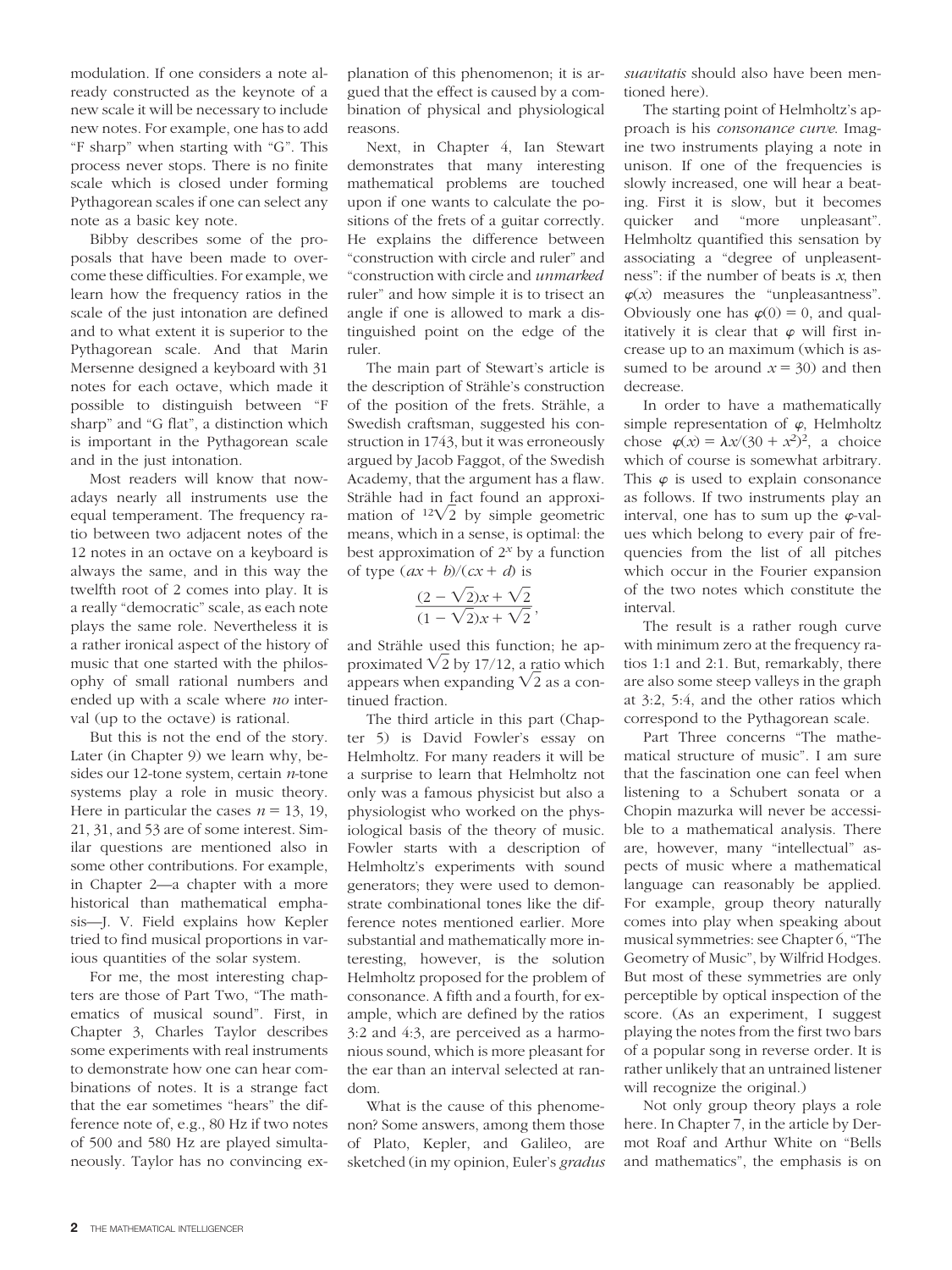modulation. If one considers a note already constructed as the keynote of a new scale it will be necessary to include new notes. For example, one has to add "F sharp" when starting with "G". This process never stops. There is no finite scale which is closed under forming Pythagorean scales if one can select any note as a basic key note.

Bibby describes some of the proposals that have been made to overcome these difficulties. For example, we learn how the frequency ratios in the scale of the just intonation are defined and to what extent it is superior to the Pythagorean scale. And that Marin Mersenne designed a keyboard with 31 notes for each octave, which made it possible to distinguish between "F sharp" and "G flat", a distinction which is important in the Pythagorean scale and in the just intonation.

Most readers will know that nowadays nearly all instruments use the equal temperament. The frequency ratio between two adjacent notes of the 12 notes in an octave on a keyboard is always the same, and in this way the twelfth root of 2 comes into play. It is a really "democratic" scale, as each note plays the same role. Nevertheless it is a rather ironical aspect of the history of music that one started with the philosophy of small rational numbers and ended up with a scale where *no* interval (up to the octave) is rational.

But this is not the end of the story. Later (in Chapter 9) we learn why, besides our 12-tone system, certain $n$-tone systems play a role in music theory. Here in particular the cases $n = 13$, 19, 21, 31, and 53 are of some interest. Similar questions are mentioned also in some other contributions. For example, in Chapter 2—a chapter with a more historical than mathematical emphasis—J. V. Field explains how Kepler tried to find musical proportions in various quantities of the solar system.

For me, the most interesting chapters are those of Part Two, "The mathematics of musical sound". First, in Chapter 3, Charles Taylor describes some experiments with real instruments to demonstrate how one can hear combinations of notes. It is a strange fact that the ear sometimes "hears" the difference note of, e.g., 80 Hz if two notes of 500 and 580 Hz are played simultaneously. Taylor has no convincing explanation of this phenomenon; it is argued that the effect is caused by a combination of physical and physiological reasons.

Next, in Chapter 4, Ian Stewart demonstrates that many interesting mathematical problems are touched upon if one wants to calculate the positions of the frets of a guitar correctly. He explains the difference between "construction with circle and ruler" and "construction with circle and *unmarked* ruler" and how simple it is to trisect an angle if one is allowed to mark a distinguished point on the edge of the ruler.

The main part of Stewart's article is the description of Strähle's construction of the position of the frets. Strähle, a Swedish craftsman, suggested his construction in 1743, but it was erroneously argued by Jacob Faggot, of the Swedish Academy, that the argument has a flaw. Strähle had in fact found an approximation of $\sqrt[12]{2}$ by simple geometric means, which in a sense, is optimal: the best approximation of $2^x$ by a function of type $(ax + b)/(cx + d)$ is

$$\frac{(2 - \sqrt{2})x + \sqrt{2}}{(1 - \sqrt{2})x + \sqrt{2}},$$

and Strähle used this function; he approximated $\sqrt{2}$ by 17/12, a ratio which appears when expanding $\sqrt{2}$ as a continued fraction.

The third article in this part (Chapter 5) is David Fowler's essay on Helmholtz. For many readers it will be a surprise to learn that Helmholtz not only was a famous physicist but also a physiologist who worked on the physiological basis of the theory of music. Fowler starts with a description of Helmholtz's experiments with sound generators; they were used to demonstrate combinational tones like the difference notes mentioned earlier. More substantial and mathematically more interesting, however, is the solution Helmholtz proposed for the problem of consonance. A fifth and a fourth, for example, which are defined by the ratios 3:2 and 4:3, are perceived as a harmonious sound, which is more pleasant for the ear than an interval selected at random.

What is the cause of this phenomenon? Some answers, among them those of Plato, Kepler, and Galileo, are sketched (in my opinion, Euler's *gradus suavitatis* should also have been mentioned here).

The starting point of Helmholtz's approach is his *consonance curve*. Imagine two instruments playing a note in unison. If one of the frequencies is slowly increased, one will hear a beating. First it is slow, but it becomes quicker and "more unpleasant". Helmholtz quantified this sensation by associating a "degree of unpleasentness": if the number of beats is $x$, then $\varphi(x)$ measures the "unpleasantness". Obviously one has $\varphi(0) = 0$, and qualitatively it is clear that $\varphi$ will first increase up to an maximum (which is assumed to be around $x = 30$) and then decrease.

In order to have a mathematically simple representation of $\varphi$, Helmholtz chose $\varphi(x) = \lambda x/(30 + x^2)^2$, a choice which of course is somewhat arbitrary. This $\varphi$ is used to explain consonance as follows. If two instruments play an interval, one has to sum up the $\varphi$-values which belong to every pair of frequencies from the list of all pitches which occur in the Fourier expansion of the two notes which constitute the interval.

The result is a rather rough curve with minimum zero at the frequency ratios 1:1 and 2:1. But, remarkably, there are also some steep valleys in the graph at 3:2, 5:4, and the other ratios which correspond to the Pythagorean scale.

Part Three concerns "The mathematical structure of music". I am sure that the fascination one can feel when listening to a Schubert sonata or a Chopin mazurka will never be accessible to a mathematical analysis. There are, however, many "intellectual" aspects of music where a mathematical language can reasonably be applied. For example, group theory naturally comes into play when speaking about musical symmetries: see Chapter 6, "The Geometry of Music", by Wilfrid Hodges. But most of these symmetries are only perceptible by optical inspection of the score. (As an experiment, I suggest playing the notes from the first two bars of a popular song in reverse order. It is rather unlikely that an untrained listener will recognize the original.)

Not only group theory plays a role here. In Chapter 7, in the article by Dermot Roaf and Arthur White on "Bells and mathematics", the emphasis is on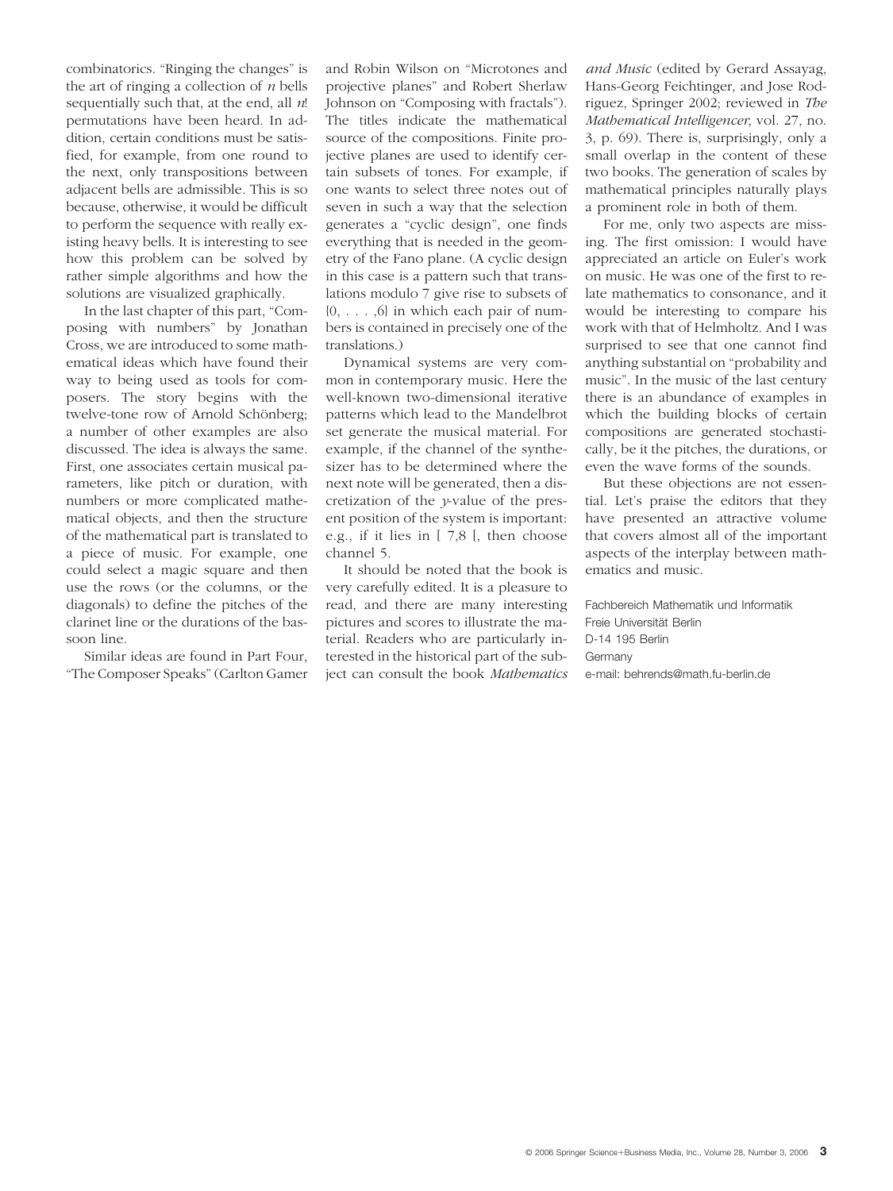combinatorics. "Ringing the changes" is the art of ringing a collection of $n$ bells sequentially such that, at the end, all $n!$ permutations have been heard. In addition, certain conditions must be satisfied, for example, from one round to the next, only transpositions between adjacent bells are admissible. This is so because, otherwise, it would be difficult to perform the sequence with really existing heavy bells. It is interesting to see how this problem can be solved by rather simple algorithms and how the solutions are visualized graphically.

In the last chapter of this part, "Composing with numbers" by Jonathan Cross, we are introduced to some mathematical ideas which have found their way to being used as tools for composers. The story begins with the twelve-tone row of Arnold Schönberg; a number of other examples are also discussed. The idea is always the same. First, one associates certain musical parameters, like pitch or duration, with numbers or more complicated mathematical objects, and then the structure of the mathematical part is translated to a piece of music. For example, one could select a magic square and then use the rows (or the columns, or the diagonals) to define the pitches of the clarinet line or the durations of the bassoon line.

Similar ideas are found in Part Four, "The Composer Speaks" (Carlton Gamer and Robin Wilson on "Microtones and projective planes" and Robert Sherlaw Johnson on "Composing with fractals"). The titles indicate the mathematical source of the compositions. Finite projective planes are used to identify certain subsets of tones. For example, if one wants to select three notes out of seven in such a way that the selection generates a "cyclic design", one finds everything that is needed in the geometry of the Fano plane. (A cyclic design in this case is a pattern such that translations modulo 7 give rise to subsets of $\{0, \ldots, 6\}$ in which each pair of numbers is contained in precisely one of the translations.)

Dynamical systems are very common in contemporary music. Here the well-known two-dimensional iterative patterns which lead to the Mandelbrot set generate the musical material. For example, if the channel of the synthesizer has to be determined where the next note will be generated, then a discretization of the $y$-value of the present position of the system is important: e.g., if it lies in $[\,7,8\,[$, then choose channel 5.

It should be noted that the book is very carefully edited. It is a pleasure to read, and there are many interesting pictures and scores to illustrate the material. Readers who are particularly interested in the historical part of the subject can consult the book *Mathematics and Music* (edited by Gerard Assayag, Hans-Georg Feichtinger, and Jose Rodriguez, Springer 2002; reviewed in *The Mathematical Intelligencer*, vol. 27, no. 3, p. 69). There is, surprisingly, only a small overlap in the content of these two books. The generation of scales by mathematical principles naturally plays a prominent role in both of them.

For me, only two aspects are missing. The first omission: I would have appreciated an article on Euler's work on music. He was one of the first to relate mathematics to consonance, and it would be interesting to compare his work with that of Helmholtz. And I was surprised to see that one cannot find anything substantial on "probability and music". In the music of the last century there is an abundance of examples in which the building blocks of certain compositions are generated stochastically, be it the pitches, the durations, or even the wave forms of the sounds.

But these objections are not essential. Let's praise the editors that they have presented an attractive volume that covers almost all of the important aspects of the interplay between mathematics and music.

Fachbereich Mathematik und Informatik
Freie Universität Berlin
D-14 195 Berlin
Germany
e-mail: behrends@math.fu-berlin.de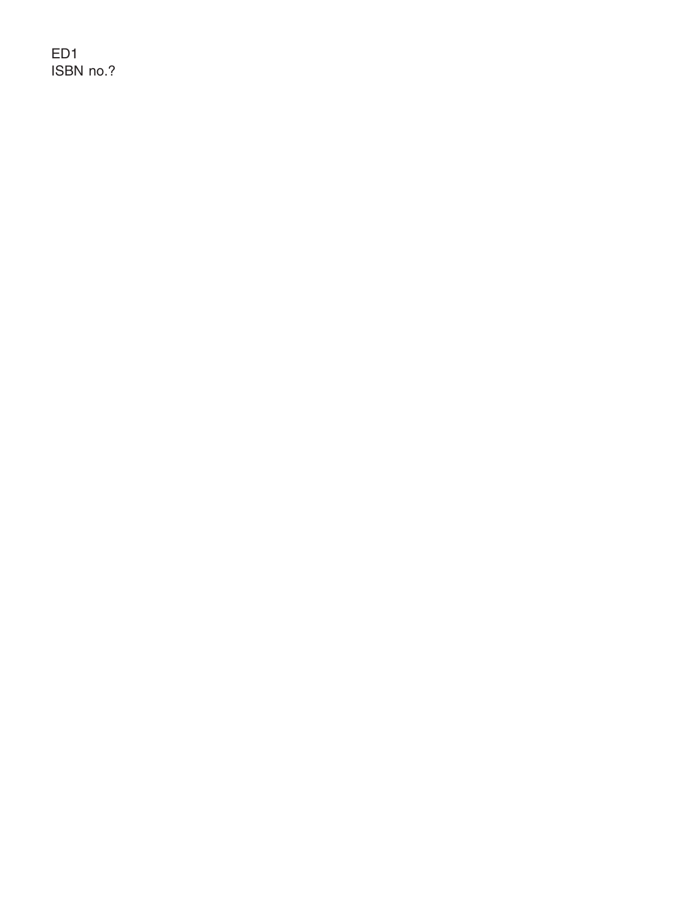ED1
ISBN no.?